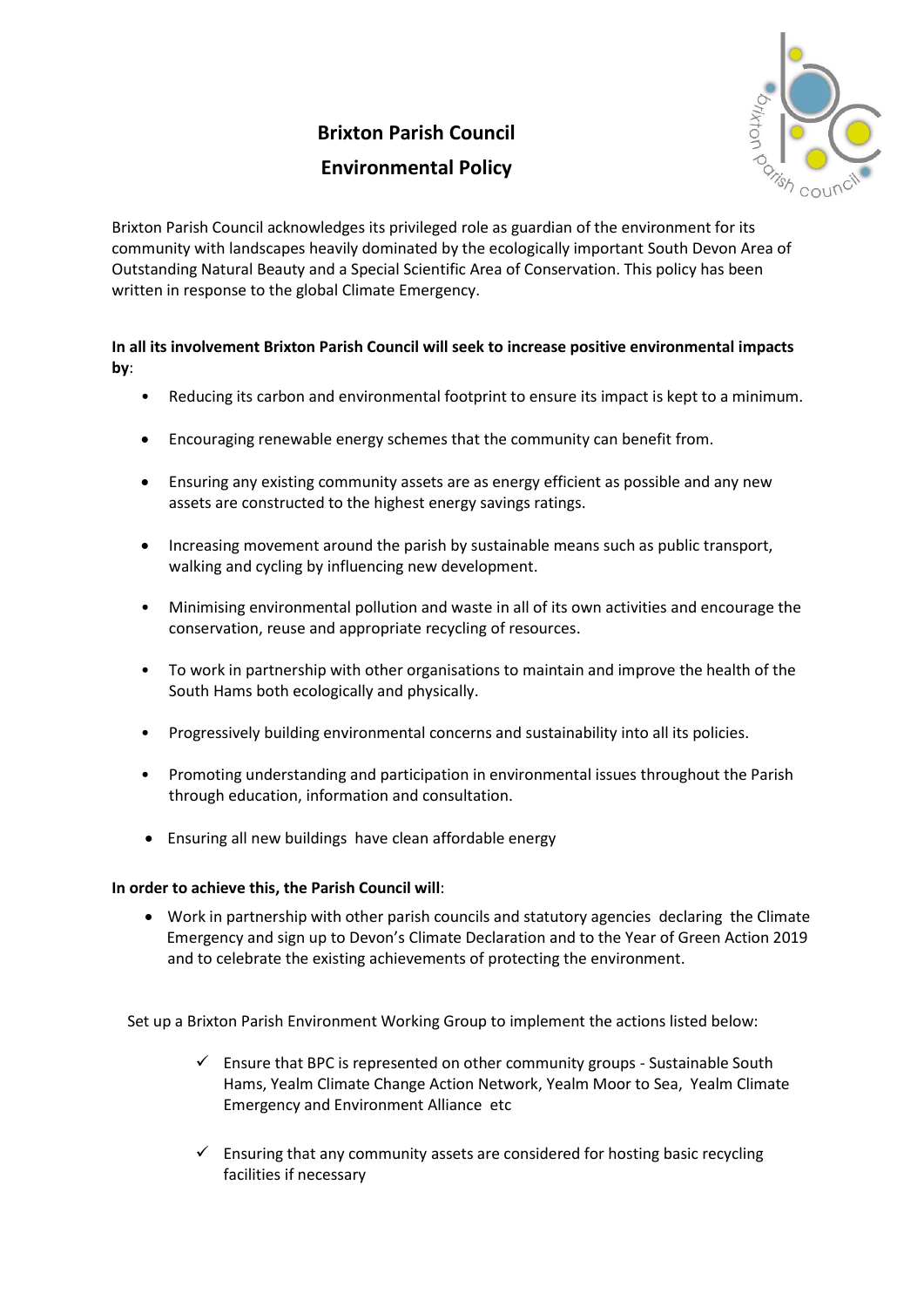# Brixton Parish Council

## Environmental Policy

Brixton Parish Council acknowledges its privileged role as guardian of the environment for its community with landscapes heavily dominated by the ecologically important South Devon Area of Outstanding Natural Beauty and a Special Scientific Area of Conservation. This policy has been written in response to the global Climate Emergency.

**In all its involvement Brixton Parish Council will seek to increase positive environmental impacts by**:

- Reducing its carbon and environmental footprint to ensure its impact is kept to a minimum.
- Encouraging renewable energy schemes that the community can benefit from.
- Ensuring any existing community assets are as energy efficient as possible and any new assets are constructed to the highest energy savings ratings.
- Increasing movement around the parish by sustainable means such as public transport, walking and cycling by influencing new development.
- Minimising environmental pollution and waste in all of its own activities and encourage the conservation, reuse and appropriate recycling of resources.
- To work in partnership with other organisations to maintain and improve the health of the South Hams both ecologically and physically.
- Progressively building environmental concerns and sustainability into all its policies.
- Promoting understanding and participation in environmental issues throughout the Parish through education, information and consultation.
- Ensuring all new buildings have clean affordable energy

**In order to achieve this, the Parish Council will**:

- Work in partnership with other parish councils and statutory agencies declaring the Climate Emergency and sign up to Devon's Climate Declaration and to the Year of Green Action 2019 and to celebrate the existing achievements of protecting the environment.

Set up a Brixton Parish Environment Working Group to implement the actions listed below:

- ✓ Ensure that BPC is represented on other community groups - Sustainable South Hams, Yealm Climate Change Action Network, Yealm Moor to Sea, Yealm Climate Emergency and Environment Alliance etc
- ✓ Ensuring that any community assets are considered for hosting basic recycling facilities if necessary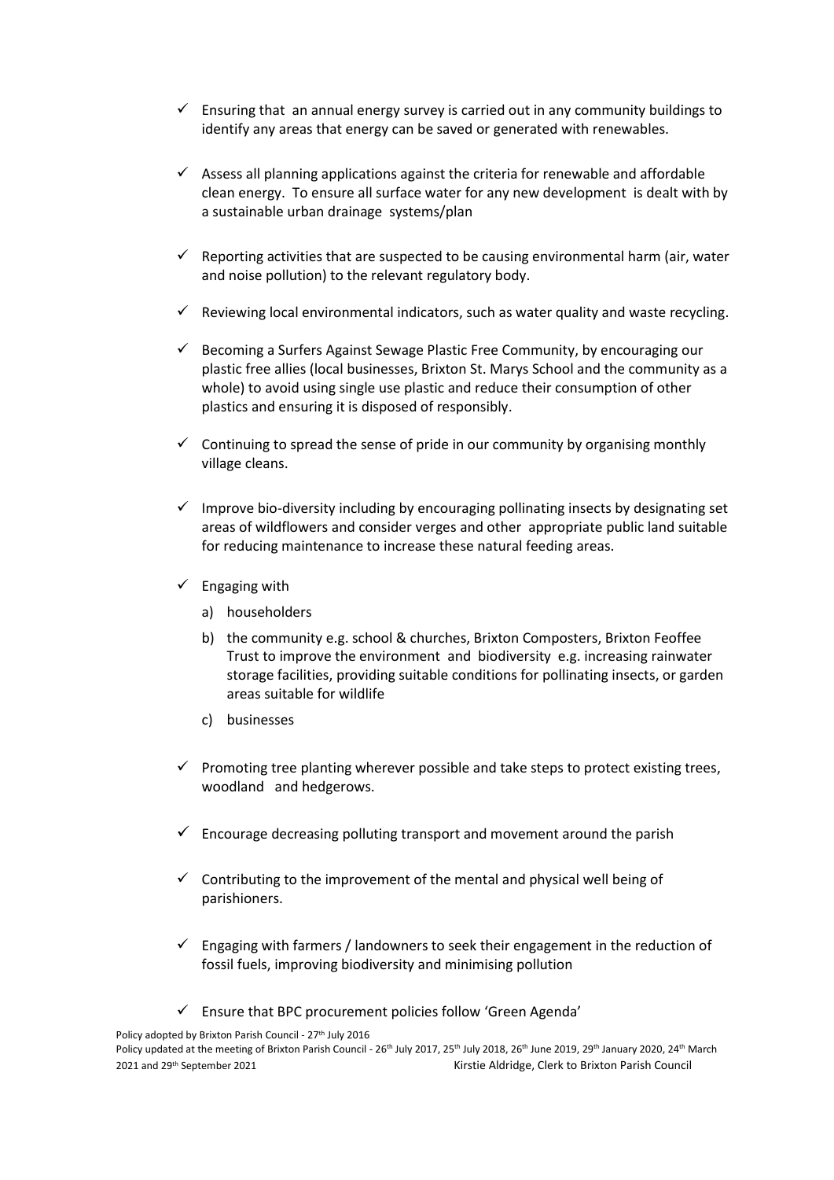- ✓ Ensuring that an annual energy survey is carried out in any community buildings to identify any areas that energy can be saved or generated with renewables.
- ✓ Assess all planning applications against the criteria for renewable and affordable clean energy. To ensure all surface water for any new development is dealt with by a sustainable urban drainage systems/plan
- ✓ Reporting activities that are suspected to be causing environmental harm (air, water and noise pollution) to the relevant regulatory body.
- ✓ Reviewing local environmental indicators, such as water quality and waste recycling.
- ✓ Becoming a Surfers Against Sewage Plastic Free Community, by encouraging our plastic free allies (local businesses, Brixton St. Marys School and the community as a whole) to avoid using single use plastic and reduce their consumption of other plastics and ensuring it is disposed of responsibly.
- ✓ Continuing to spread the sense of pride in our community by organising monthly village cleans.
- ✓ Improve bio-diversity including by encouraging pollinating insects by designating set areas of wildflowers and consider verges and other appropriate public land suitable for reducing maintenance to increase these natural feeding areas.
- ✓ Engaging with
  a) householders
  b) the community e.g. school & churches, Brixton Composters, Brixton Feoffee Trust to improve the environment and biodiversity e.g. increasing rainwater storage facilities, providing suitable conditions for pollinating insects, or garden areas suitable for wildlife
  c) businesses
- ✓ Promoting tree planting wherever possible and take steps to protect existing trees, woodland and hedgerows.
- ✓ Encourage decreasing polluting transport and movement around the parish
- ✓ Contributing to the improvement of the mental and physical well being of parishioners.
- ✓ Engaging with farmers / landowners to seek their engagement in the reduction of fossil fuels, improving biodiversity and minimising pollution
- ✓ Ensure that BPC procurement policies follow 'Green Agenda'

Policy adopted by Brixton Parish Council - 27th July 2016

Policy updated at the meeting of Brixton Parish Council - 26th July 2017, 25th July 2018, 26th June 2019, 29th January 2020, 24th March 2021 and 29th September 2021

Kirstie Aldridge, Clerk to Brixton Parish Council